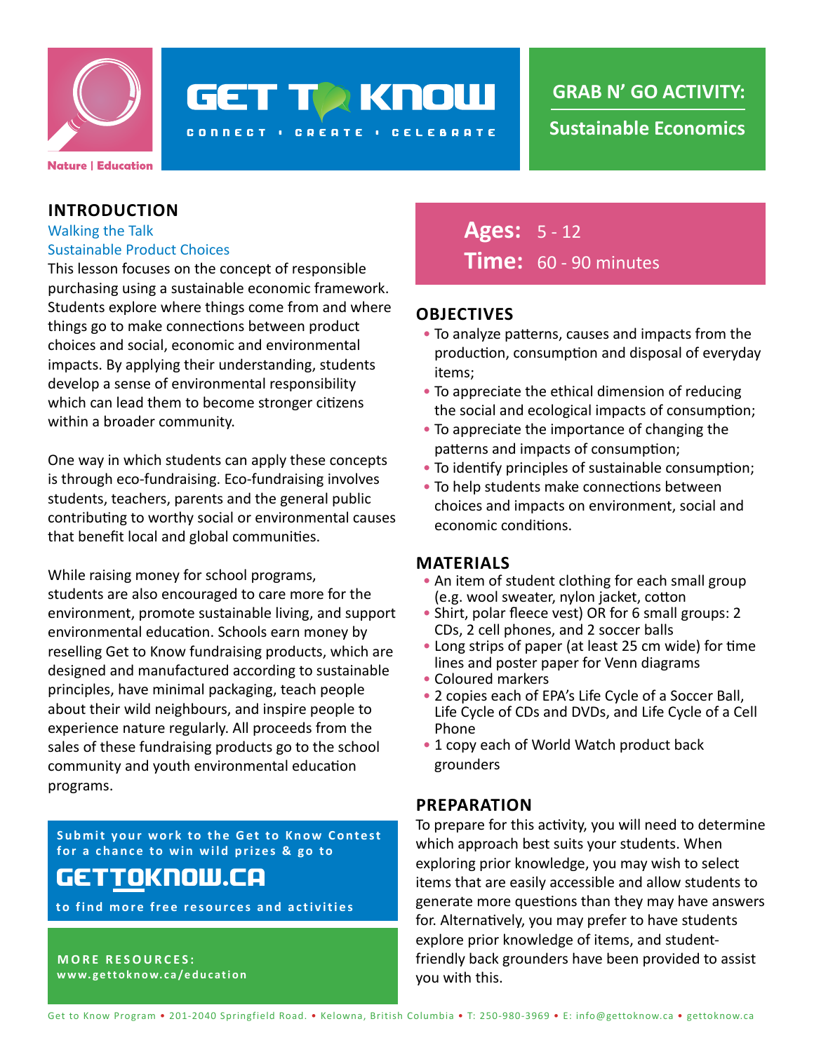Nature | Education

# GET TO KNOW

CONNECT • CREATE • CELEBRATE

## GRAB N' GO ACTIVITY:

## Sustainable Economics

**Ages:** 5 - 12

**Time:** 60 - 90 minutes

## INTRODUCTION

Walking the Talk
Sustainable Product Choices

This lesson focuses on the concept of responsible purchasing using a sustainable economic framework. Students explore where things come from and where things go to make connections between product choices and social, economic and environmental impacts. By applying their understanding, students develop a sense of environmental responsibility which can lead them to become stronger citizens within a broader community.

One way in which students can apply these concepts is through eco-fundraising. Eco-fundraising involves students, teachers, parents and the general public contributing to worthy social or environmental causes that benefit local and global communities.

While raising money for school programs, students are also encouraged to care more for the environment, promote sustainable living, and support environmental education. Schools earn money by reselling Get to Know fundraising products, which are designed and manufactured according to sustainable principles, have minimal packaging, teach people about their wild neighbours, and inspire people to experience nature regularly. All proceeds from the sales of these fundraising products go to the school community and youth environmental education programs.

Submit your work to the Get to Know Contest for a chance to win wild prizes & go to

**GETTOKNOW.CA**

to find more free resources and activities

**MORE RESOURCES:**
www.gettoknow.ca/education

## OBJECTIVES

- To analyze patterns, causes and impacts from the production, consumption and disposal of everyday items;
- To appreciate the ethical dimension of reducing the social and ecological impacts of consumption;
- To appreciate the importance of changing the patterns and impacts of consumption;
- To identify principles of sustainable consumption;
- To help students make connections between choices and impacts on environment, social and economic conditions.

## MATERIALS

- An item of student clothing for each small group (e.g. wool sweater, nylon jacket, cotton
- Shirt, polar fleece vest) OR for 6 small groups: 2 CDs, 2 cell phones, and 2 soccer balls
- Long strips of paper (at least 25 cm wide) for time lines and poster paper for Venn diagrams
- Coloured markers
- 2 copies each of EPA's Life Cycle of a Soccer Ball, Life Cycle of CDs and DVDs, and Life Cycle of a Cell Phone
- 1 copy each of World Watch product back grounders

## PREPARATION

To prepare for this activity, you will need to determine which approach best suits your students. When exploring prior knowledge, you may wish to select items that are easily accessible and allow students to generate more questions than they may have answers for. Alternatively, you may prefer to have students explore prior knowledge of items, and student-friendly back grounders have been provided to assist you with this.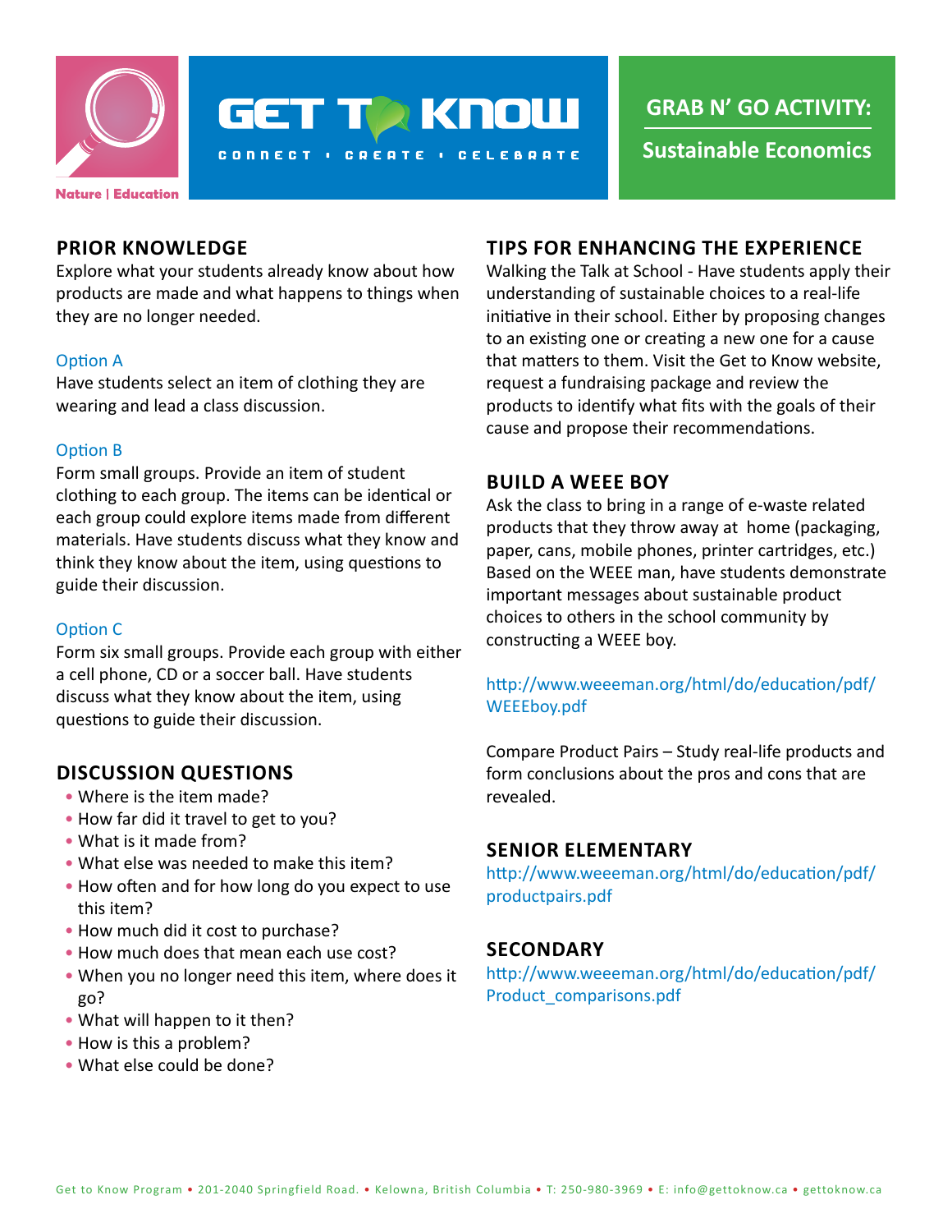GET TO KNOW

CONNECT • CREATE • CELEBRATE

Nature | Education

## GRAB N' GO ACTIVITY:

**Sustainable Economics**

## PRIOR KNOWLEDGE

Explore what your students already know about how products are made and what happens to things when they are no longer needed.

### Option A

Have students select an item of clothing they are wearing and lead a class discussion.

### Option B

Form small groups. Provide an item of student clothing to each group. The items can be identical or each group could explore items made from different materials. Have students discuss what they know and think they know about the item, using questions to guide their discussion.

### Option C

Form six small groups. Provide each group with either a cell phone, CD or a soccer ball. Have students discuss what they know about the item, using questions to guide their discussion.

## DISCUSSION QUESTIONS

- Where is the item made?
- How far did it travel to get to you?
- What is it made from?
- What else was needed to make this item?
- How often and for how long do you expect to use this item?
- How much did it cost to purchase?
- How much does that mean each use cost?
- When you no longer need this item, where does it go?
- What will happen to it then?
- How is this a problem?
- What else could be done?

## TIPS FOR ENHANCING THE EXPERIENCE

Walking the Talk at School - Have students apply their understanding of sustainable choices to a real-life initiative in their school. Either by proposing changes to an existing one or creating a new one for a cause that matters to them. Visit the Get to Know website, request a fundraising package and review the products to identify what fits with the goals of their cause and propose their recommendations.

## BUILD A WEEE BOY

Ask the class to bring in a range of e-waste related products that they throw away at home (packaging, paper, cans, mobile phones, printer cartridges, etc.) Based on the WEEE man, have students demonstrate important messages about sustainable product choices to others in the school community by constructing a WEEE boy.

http://www.weeeman.org/html/do/education/pdf/WEEEboy.pdf

Compare Product Pairs – Study real-life products and form conclusions about the pros and cons that are revealed.

## SENIOR ELEMENTARY

http://www.weeeman.org/html/do/education/pdf/productpairs.pdf

## SECONDARY

http://www.weeeman.org/html/do/education/pdf/Product_comparisons.pdf

Get to Know Program • 201-2040 Springfield Road. • Kelowna, British Columbia • T: 250-980-3969 • E: info@gettoknow.ca • gettoknow.ca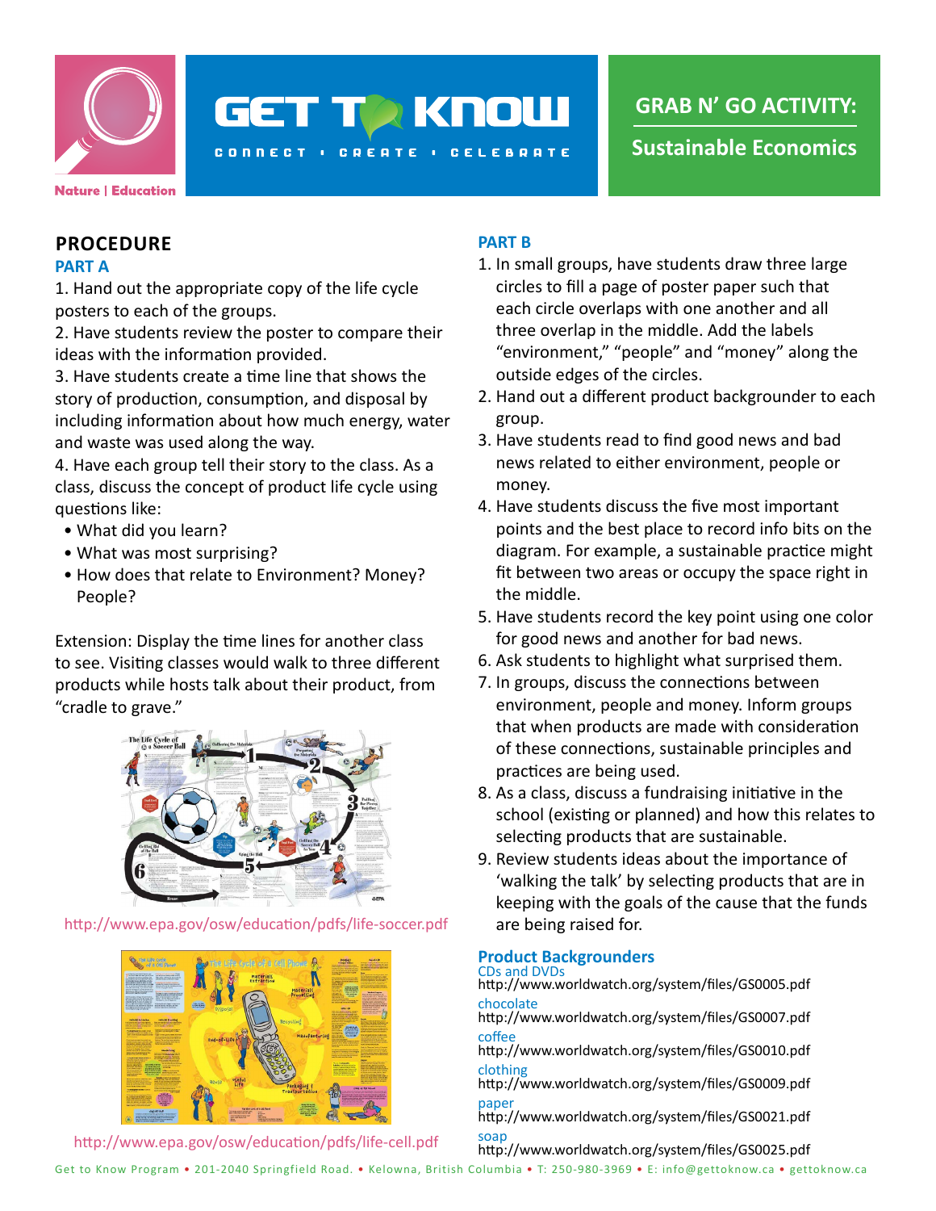GET TO KNOW

CONNECT • CREATE • CELEBRATE

Nature | Education

## GRAB N' GO ACTIVITY:

## Sustainable Economics

### PROCEDURE

#### PART A

1. Hand out the appropriate copy of the life cycle posters to each of the groups.
2. Have students review the poster to compare their ideas with the information provided.
3. Have students create a time line that shows the story of production, consumption, and disposal by including information about how much energy, water and waste was used along the way.
4. Have each group tell their story to the class. As a class, discuss the concept of product life cycle using questions like:
   - What did you learn?
   - What was most surprising?
   - How does that relate to Environment? Money? People?

Extension: Display the time lines for another class to see. Visiting classes would walk to three different products while hosts talk about their product, from "cradle to grave."

http://www.epa.gov/osw/education/pdfs/life-soccer.pdf

http://www.epa.gov/osw/education/pdfs/life-cell.pdf

#### PART B

1. In small groups, have students draw three large circles to fill a page of poster paper such that each circle overlaps with one another and all three overlap in the middle. Add the labels "environment," "people" and "money" along the outside edges of the circles.
2. Hand out a different product backgrounder to each group.
3. Have students read to find good news and bad news related to either environment, people or money.
4. Have students discuss the five most important points and the best place to record info bits on the diagram. For example, a sustainable practice might fit between two areas or occupy the space right in the middle.
5. Have students record the key point using one color for good news and another for bad news.
6. Ask students to highlight what surprised them.
7. In groups, discuss the connections between environment, people and money. Inform groups that when products are made with consideration of these connections, sustainable principles and practices are being used.
8. As a class, discuss a fundraising initiative in the school (existing or planned) and how this relates to selecting products that are sustainable.
9. Review students ideas about the importance of 'walking the talk' by selecting products that are in keeping with the goals of the cause that the funds are being raised for.

#### Product Backgrounders

CDs and DVDs
http://www.worldwatch.org/system/files/GS0005.pdf

chocolate
http://www.worldwatch.org/system/files/GS0007.pdf

coffee
http://www.worldwatch.org/system/files/GS0010.pdf

clothing
http://www.worldwatch.org/system/files/GS0009.pdf

paper
http://www.worldwatch.org/system/files/GS0021.pdf

soap
http://www.worldwatch.org/system/files/GS0025.pdf